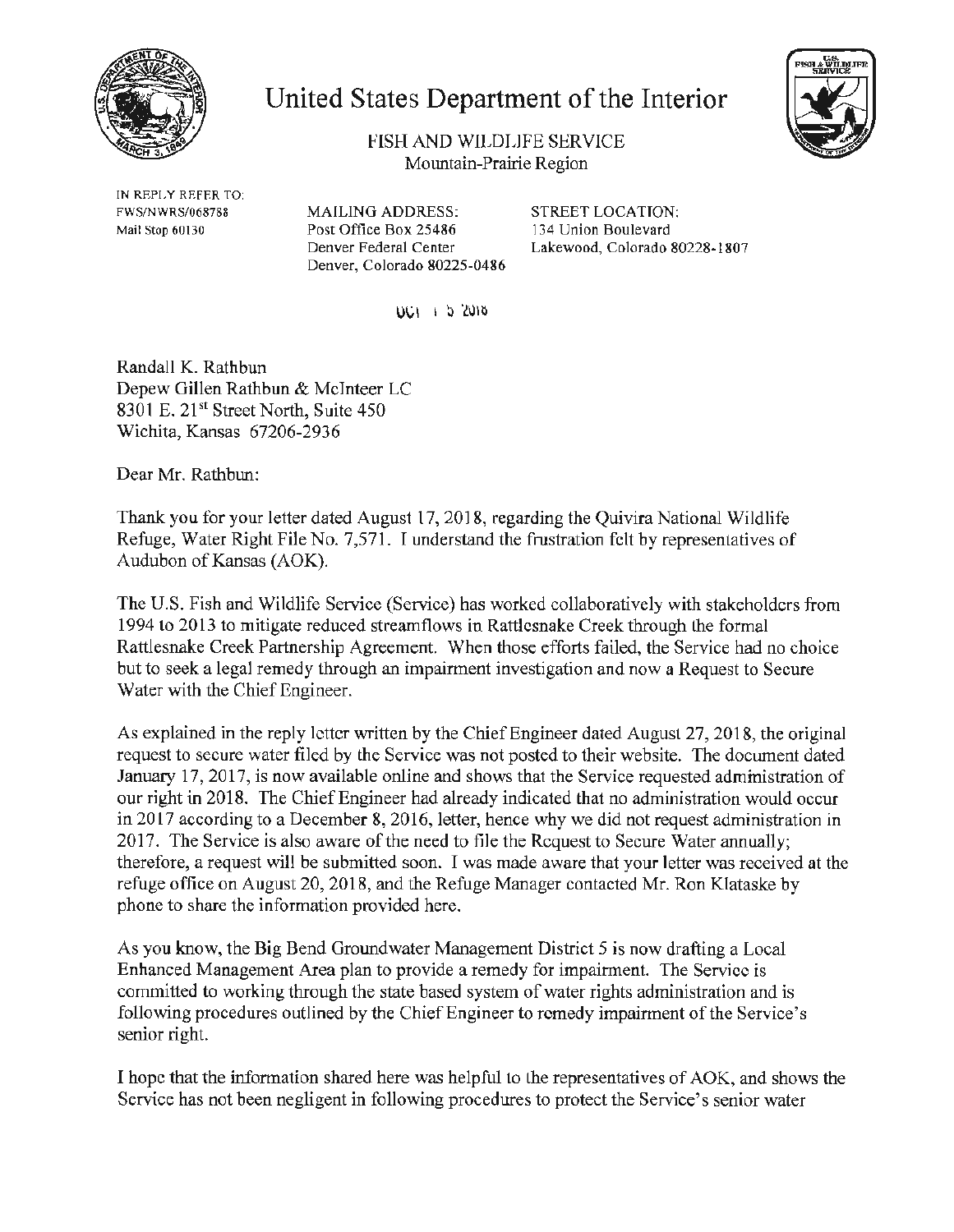# United States Department of the Interior

FISH AND WILDLIFE SERVICE
Mountain-Prairie Region

IN REPLY REFER TO:
FWS/NWRS/068788
Mail Stop 60130

MAILING ADDRESS:
Post Office Box 25486
Denver Federal Center
Denver, Colorado 80225-0486

STREET LOCATION:
134 Union Boulevard
Lakewood, Colorado 80228-1807

OCT 15 2018

Randall K. Rathbun
Depew Gillen Rathbun & McInteer LC
8301 E. 21st Street North, Suite 450
Wichita, Kansas 67206-2936

Dear Mr. Rathbun:

Thank you for your letter dated August 17, 2018, regarding the Quivira National Wildlife Refuge, Water Right File No. 7,571. I understand the frustration felt by representatives of Audubon of Kansas (AOK).

The U.S. Fish and Wildlife Service (Service) has worked collaboratively with stakeholders from 1994 to 2013 to mitigate reduced streamflows in Rattlesnake Creek through the formal Rattlesnake Creek Partnership Agreement. When those efforts failed, the Service had no choice but to seek a legal remedy through an impairment investigation and now a Request to Secure Water with the Chief Engineer.

As explained in the reply letter written by the Chief Engineer dated August 27, 2018, the original request to secure water filed by the Service was not posted to their website. The document dated January 17, 2017, is now available online and shows that the Service requested administration of our right in 2018. The Chief Engineer had already indicated that no administration would occur in 2017 according to a December 8, 2016, letter, hence why we did not request administration in 2017. The Service is also aware of the need to file the Request to Secure Water annually; therefore, a request will be submitted soon. I was made aware that your letter was received at the refuge office on August 20, 2018, and the Refuge Manager contacted Mr. Ron Klataske by phone to share the information provided here.

As you know, the Big Bend Groundwater Management District 5 is now drafting a Local Enhanced Management Area plan to provide a remedy for impairment. The Service is committed to working through the state based system of water rights administration and is following procedures outlined by the Chief Engineer to remedy impairment of the Service's senior right.

I hope that the information shared here was helpful to the representatives of AOK, and shows the Service has not been negligent in following procedures to protect the Service's senior water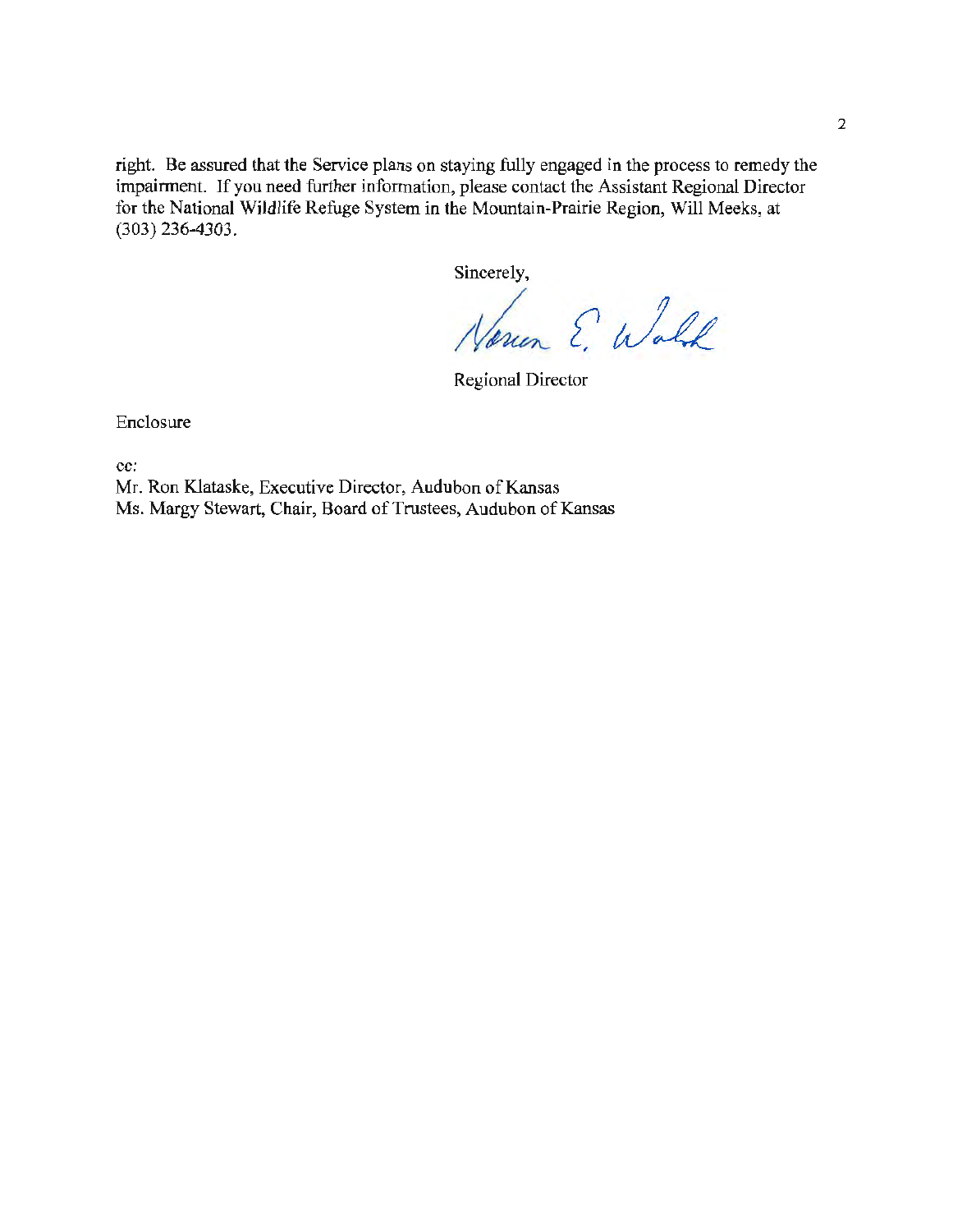right. Be assured that the Service plans on staying fully engaged in the process to remedy the impairment. If you need further information, please contact the Assistant Regional Director for the National Wildlife Refuge System in the Mountain-Prairie Region, Will Meeks, at (303) 236-4303.

Sincerely,

Noreen E. Walsh

Regional Director

Enclosure

cc:
Mr. Ron Klataske, Executive Director, Audubon of Kansas
Ms. Margy Stewart, Chair, Board of Trustees, Audubon of Kansas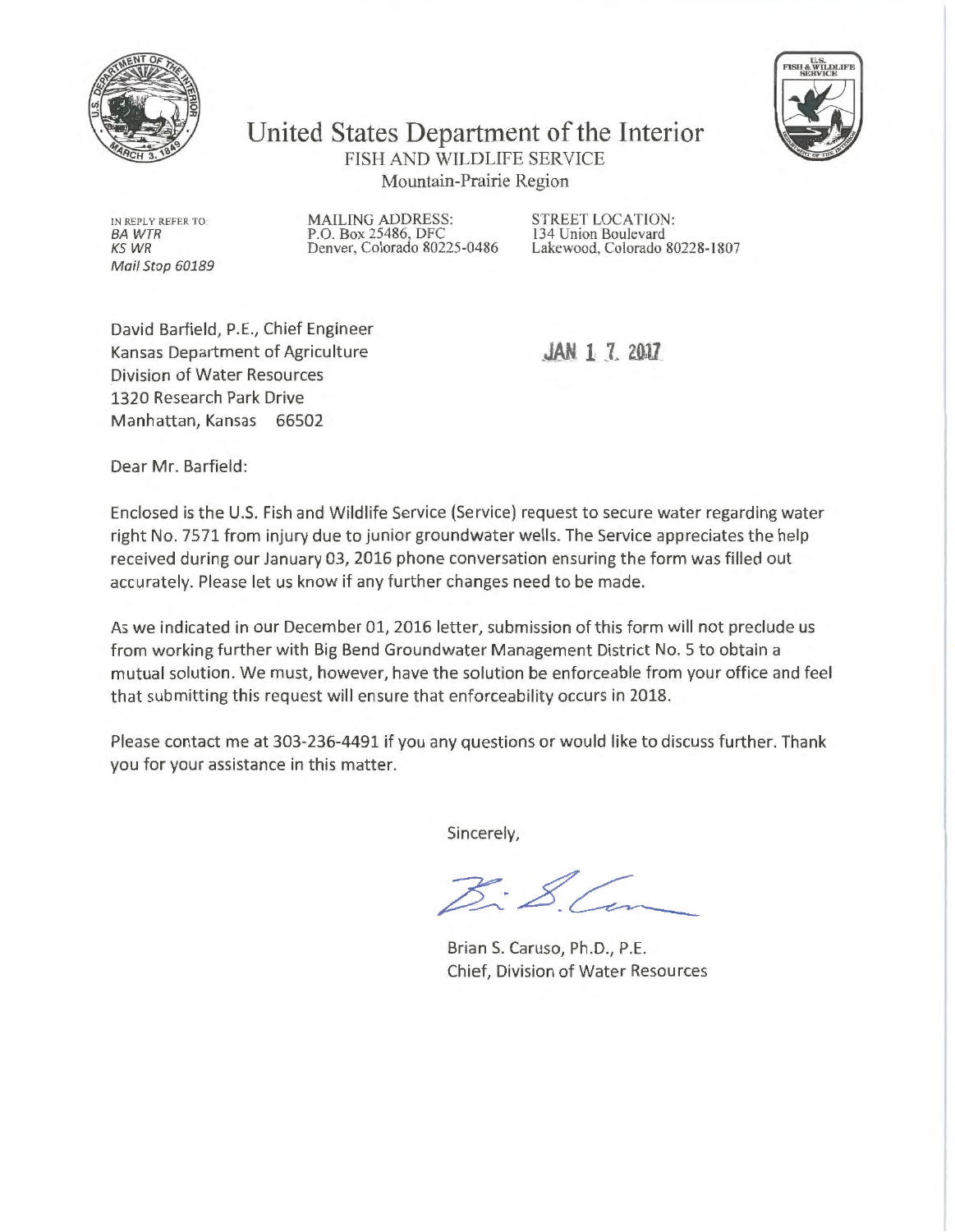# United States Department of the Interior

FISH AND WILDLIFE SERVICE

Mountain-Prairie Region

IN REPLY REFER TO:
*BA WTR*
*KS WR*
*Mail Stop 60189*

MAILING ADDRESS:
P.O. Box 25486, DFC
Denver, Colorado 80225-0486

STREET LOCATION:
134 Union Boulevard
Lakewood, Colorado 80228-1807

David Barfield, P.E., Chief Engineer
Kansas Department of Agriculture
Division of Water Resources
1320 Research Park Drive
Manhattan, Kansas 66502

JAN 1 7 2017

Dear Mr. Barfield:

Enclosed is the U.S. Fish and Wildlife Service (Service) request to secure water regarding water right No. 7571 from injury due to junior groundwater wells. The Service appreciates the help received during our January 03, 2016 phone conversation ensuring the form was filled out accurately. Please let us know if any further changes need to be made.

As we indicated in our December 01, 2016 letter, submission of this form will not preclude us from working further with Big Bend Groundwater Management District No. 5 to obtain a mutual solution. We must, however, have the solution be enforceable from your office and feel that submitting this request will ensure that enforceability occurs in 2018.

Please contact me at 303-236-4491 if you any questions or would like to discuss further. Thank you for your assistance in this matter.

Sincerely,

Brian S. Caruso, Ph.D., P.E.
Chief, Division of Water Resources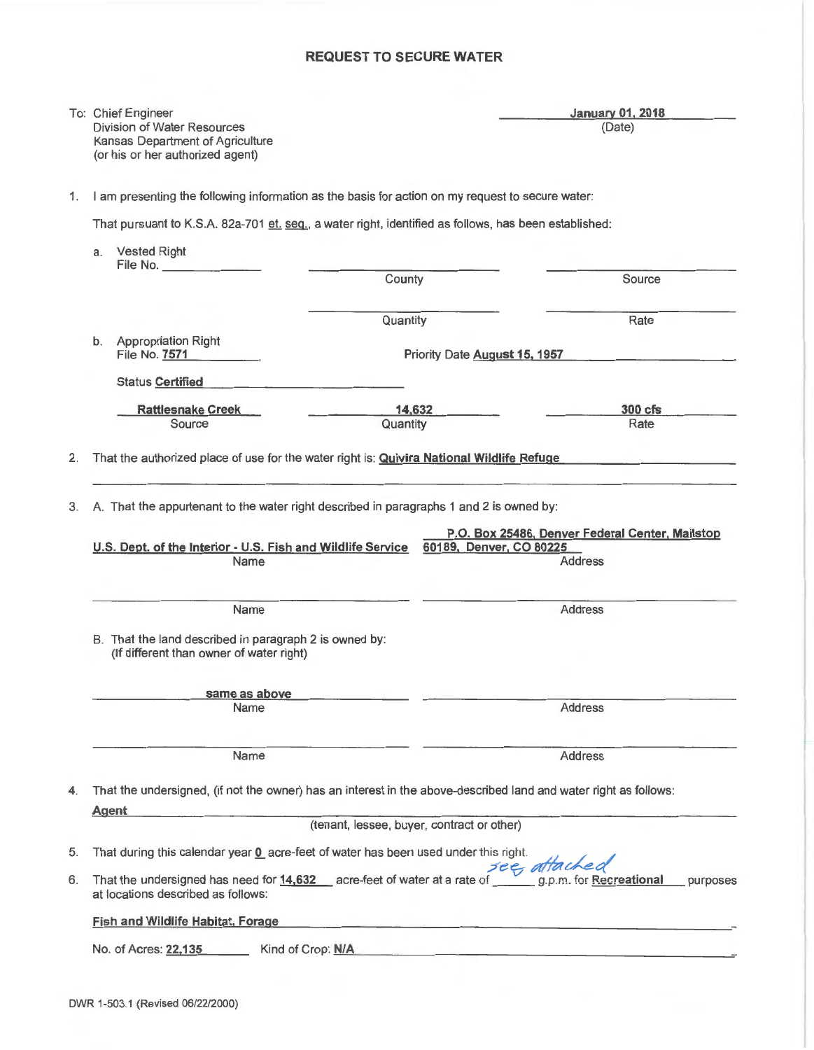# REQUEST TO SECURE WATER

To: Chief Engineer
Division of Water Resources
Kansas Department of Agriculture
(or his or her authorized agent)

**January 01, 2018**
(Date)

1. I am presenting the following information as the basis for action on my request to secure water:

   That pursuant to K.S.A. 82a-701 et. seq., a water right, identified as follows, has been established:

   a. Vested Right
      File No. ______________

   | County | Source |
   |---|---|
   | | |

   | Quantity | Rate |
   |---|---|
   | | |

   b. Appropriation Right
      File No. **7571** &nbsp;&nbsp;&nbsp;&nbsp; Priority Date **August 15, 1957**

      Status **Certified**

   | Source | Quantity | Rate |
   |---|---|---|
   | **Rattlesnake Creek** | **14,632** | **300 cfs** |

2. That the authorized place of use for the water right is: **Quivira National Wildlife Refuge**

3. A. That the appurtenant to the water right described in paragraphs 1 and 2 is owned by:

   | Name | Address |
   |---|---|
   | **U.S. Dept. of the Interior - U.S. Fish and Wildlife Service** | **P.O. Box 25486, Denver Federal Center, Mailstop 60189, Denver, CO 80225** |
   | | |

   B. That the land described in paragraph 2 is owned by:
   (If different than owner of water right)

   | Name | Address |
   |---|---|
   | **same as above** | |
   | | |

4. That the undersigned, (if not the owner) has an interest in the above-described land and water right as follows:

   **Agent**
   (tenant, lessee, buyer, contract or other)

5. That during this calendar year **0** acre-feet of water has been used under this right.

6. That the undersigned has need for **14,632** acre-feet of water at a rate of *see attached* g.p.m. for **Recreational** purposes at locations described as follows:

   **Fish and Wildlife Habitat, Forage**

   No. of Acres: **22,135** &nbsp;&nbsp;&nbsp;&nbsp; Kind of Crop: **N/A**

DWR 1-503.1 (Revised 06/22/2000)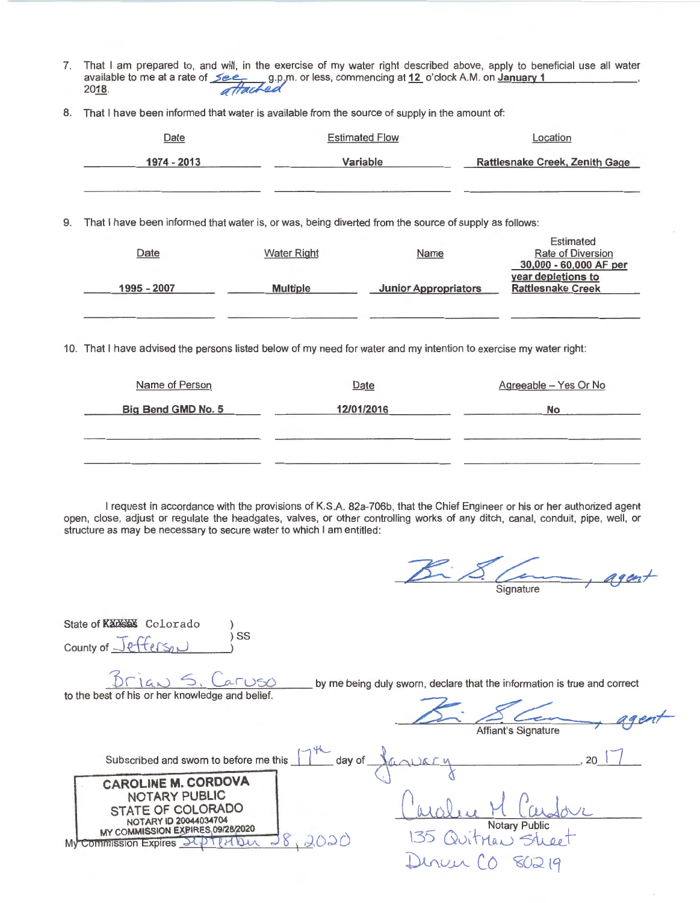7. That I am prepared to, and will, in the exercise of my water right described above, apply to beneficial use all water available to me at a rate of *See attached* g.p.m. or less, commencing at 12 o'clock A.M. on January 1, 2018.

8. That I have been informed that water is available from the source of supply in the amount of:

| Date | Estimated Flow | Location |
|---|---|---|
| 1974 - 2013 | Variable | Rattlesnake Creek, Zenith Gage |
| | | |

9. That I have been informed that water is, or was, being diverted from the source of supply as follows:

| Date | Water Right | Name | Estimated Rate of Diversion |
|---|---|---|---|
| 1995 - 2007 | Multiple | Junior Appropriators | 30,000 - 60,000 AF per year depletions to Rattlesnake Creek |
| | | | |

10. That I have advised the persons listed below of my need for water and my intention to exercise my water right:

| Name of Person | Date | Agreeable – Yes Or No |
|---|---|---|
| Big Bend GMD No. 5 | 12/01/2016 | No |
| | | |
| | | |

I request in accordance with the provisions of K.S.A. 82a-706b, that the Chief Engineer or his or her authorized agent open, close, adjust or regulate the headgates, valves, or other controlling works of any ditch, canal, conduit, pipe, well, or structure as may be necessary to secure water to which I am entitled:

*[Signature]*, agent
Signature

State of ~~Kansas~~ Colorado )
) SS
County of *Jefferson* )

*Brian S. Caruso* by me being duly sworn, declare that the information is true and correct to the best of his or her knowledge and belief.

*[Signature]*, agent
Affiant's Signature

Subscribed and sworn to before me this *17th* day of *January*, 20*17*

CAROLINE M. CORDOVA
NOTARY PUBLIC
STATE OF COLORADO
NOTARY ID 20044034704
MY COMMISSION EXPIRES 09/28/2020

*Caroline M Cordova*
Notary Public
*135 Quitman Street*
*Denver CO 80219*

My Commission Expires *September 28, 2020*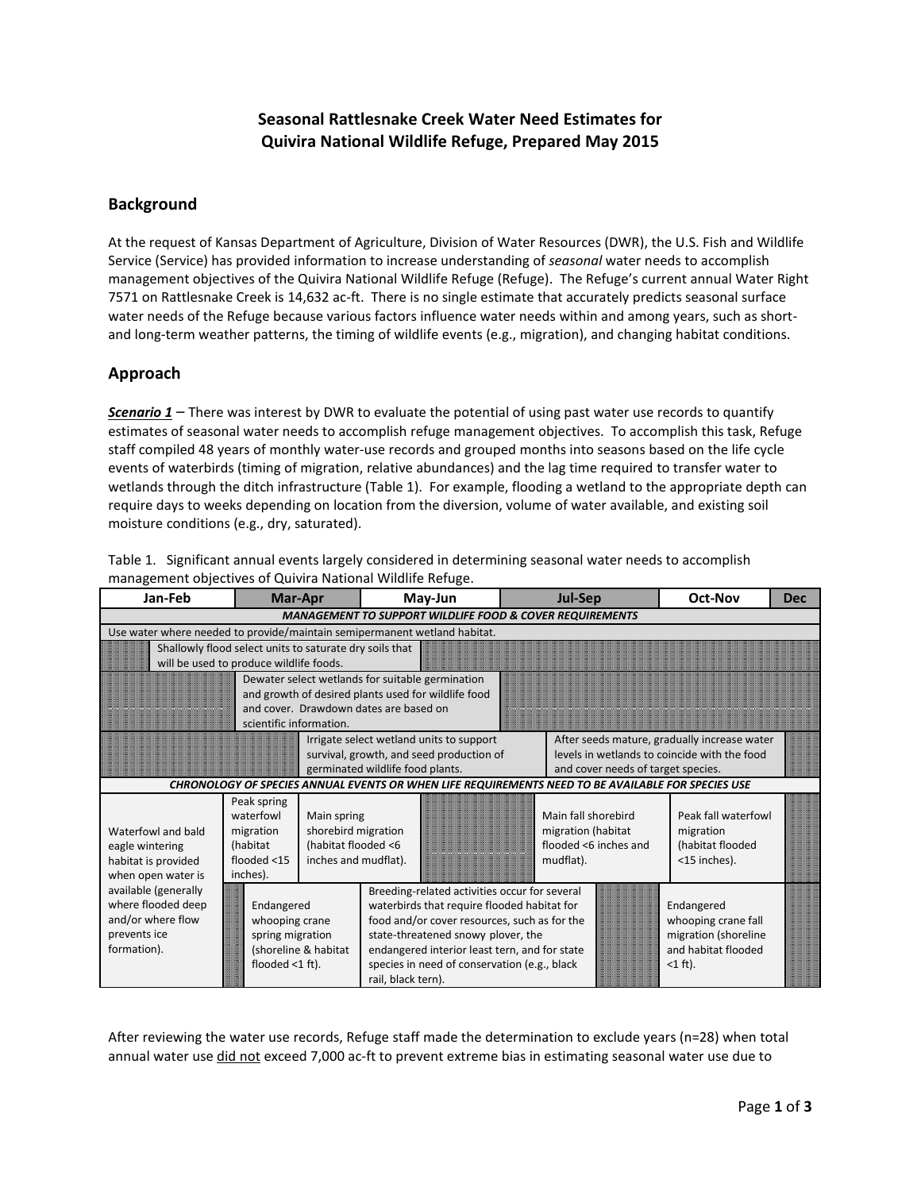# Seasonal Rattlesnake Creek Water Need Estimates for Quivira National Wildlife Refuge, Prepared May 2015

## Background

At the request of Kansas Department of Agriculture, Division of Water Resources (DWR), the U.S. Fish and Wildlife Service (Service) has provided information to increase understanding of *seasonal* water needs to accomplish management objectives of the Quivira National Wildlife Refuge (Refuge). The Refuge's current annual Water Right 7571 on Rattlesnake Creek is 14,632 ac-ft. There is no single estimate that accurately predicts seasonal surface water needs of the Refuge because various factors influence water needs within and among years, such as short- and long-term weather patterns, the timing of wildlife events (e.g., migration), and changing habitat conditions.

## Approach

***Scenario 1*** – There was interest by DWR to evaluate the potential of using past water use records to quantify estimates of seasonal water needs to accomplish refuge management objectives. To accomplish this task, Refuge staff compiled 48 years of monthly water-use records and grouped months into seasons based on the life cycle events of waterbirds (timing of migration, relative abundances) and the lag time required to transfer water to wetlands through the ditch infrastructure (Table 1). For example, flooding a wetland to the appropriate depth can require days to weeks depending on location from the diversion, volume of water available, and existing soil moisture conditions (e.g., dry, saturated).

Table 1. Significant annual events largely considered in determining seasonal water needs to accomplish management objectives of Quivira National Wildlife Refuge.

| Jan-Feb | Mar-Apr | May-Jun | Jul-Sep | Oct-Nov | Dec |
|---|---|---|---|---|---|
| ***MANAGEMENT TO SUPPORT WILDLIFE FOOD & COVER REQUIREMENTS*** | | | | | |
| Use water where needed to provide/maintain semipermanent wetland habitat. | | | | | |
| Shallowly flood select units to saturate dry soils that will be used to produce wildlife foods. (Feb–Apr) | | | | | |
| | Dewater select wetlands for suitable germination and growth of desired plants used for wildlife food and cover. Drawdown dates are based on scientific information. (Mar–Jun) | | | | |
| | | Irrigate select wetland units to support survival, growth, and seed production of germinated wildlife food plants. (Apr–Jul) | After seeds mature, gradually increase water levels in wetlands to coincide with the food and cover needs of target species. (Aug–Nov) | | |
| ***CHRONOLOGY OF SPECIES ANNUAL EVENTS OR WHEN LIFE REQUIREMENTS NEED TO BE AVAILABLE FOR SPECIES USE*** | | | | | |
| Waterfowl and bald eagle wintering habitat is provided when open water is available (generally where flooded deep and/or where flow prevents ice formation). | Peak spring waterfowl migration (habitat flooded <15 inches). | Main spring shorebird migration (habitat flooded <6 inches and mudflat). | Main fall shorebird migration (habitat flooded <6 inches and mudflat). | Peak fall waterfowl migration (habitat flooded <15 inches). | |
| | Endangered whooping crane spring migration (shoreline & habitat flooded <1 ft). | Breeding-related activities occur for several waterbirds that require flooded habitat for food and/or cover resources, such as for the state-threatened snowy plover, the endangered interior least tern, and for state species in need of conservation (e.g., black rail, black tern). | | Endangered whooping crane fall migration (shoreline and habitat flooded <1 ft). | |

After reviewing the water use records, Refuge staff made the determination to exclude years (n=28) when total annual water use did not exceed 7,000 ac-ft to prevent extreme bias in estimating seasonal water use due to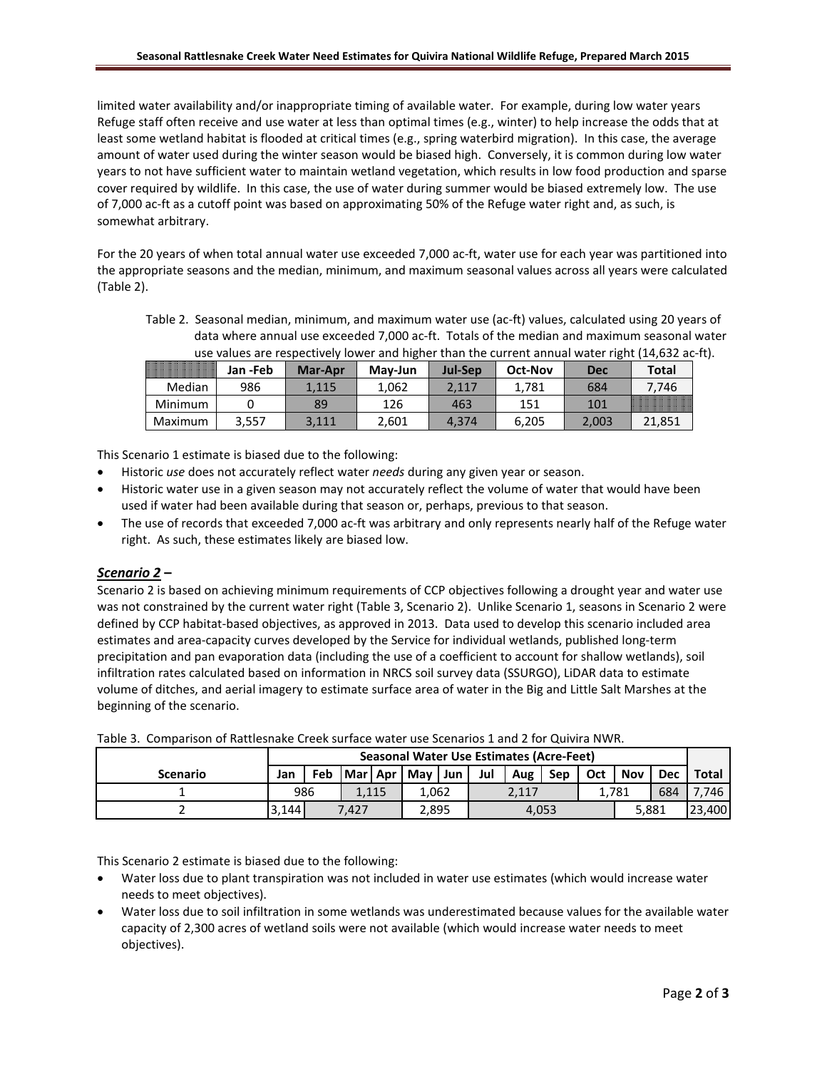limited water availability and/or inappropriate timing of available water. For example, during low water years Refuge staff often receive and use water at less than optimal times (e.g., winter) to help increase the odds that at least some wetland habitat is flooded at critical times (e.g., spring waterbird migration). In this case, the average amount of water used during the winter season would be biased high. Conversely, it is common during low water years to not have sufficient water to maintain wetland vegetation, which results in low food production and sparse cover required by wildlife. In this case, the use of water during summer would be biased extremely low. The use of 7,000 ac-ft as a cutoff point was based on approximating 50% of the Refuge water right and, as such, is somewhat arbitrary.

For the 20 years of when total annual water use exceeded 7,000 ac-ft, water use for each year was partitioned into the appropriate seasons and the median, minimum, and maximum seasonal values across all years were calculated (Table 2).

Table 2. Seasonal median, minimum, and maximum water use (ac-ft) values, calculated using 20 years of data where annual use exceeded 7,000 ac-ft. Totals of the median and maximum seasonal water use values are respectively lower and higher than the current annual water right (14,632 ac-ft).

| | Jan -Feb | Mar-Apr | May-Jun | Jul-Sep | Oct-Nov | Dec | Total |
|---|---|---|---|---|---|---|---|
| Median | 986 | 1,115 | 1,062 | 2,117 | 1,781 | 684 | 7,746 |
| Minimum | 0 | 89 | 126 | 463 | 151 | 101 | |
| Maximum | 3,557 | 3,111 | 2,601 | 4,374 | 6,205 | 2,003 | 21,851 |

This Scenario 1 estimate is biased due to the following:

- Historic *use* does not accurately reflect water *needs* during any given year or season.
- Historic water use in a given season may not accurately reflect the volume of water that would have been used if water had been available during that season or, perhaps, previous to that season.
- The use of records that exceeded 7,000 ac-ft was arbitrary and only represents nearly half of the Refuge water right. As such, these estimates likely are biased low.

### ***Scenario 2*** –

Scenario 2 is based on achieving minimum requirements of CCP objectives following a drought year and water use was not constrained by the current water right (Table 3, Scenario 2). Unlike Scenario 1, seasons in Scenario 2 were defined by CCP habitat-based objectives, as approved in 2013. Data used to develop this scenario included area estimates and area-capacity curves developed by the Service for individual wetlands, published long-term precipitation and pan evaporation data (including the use of a coefficient to account for shallow wetlands), soil infiltration rates calculated based on information in NRCS soil survey data (SSURGO), LiDAR data to estimate volume of ditches, and aerial imagery to estimate surface area of water in the Big and Little Salt Marshes at the beginning of the scenario.

Table 3. Comparison of Rattlesnake Creek surface water use Scenarios 1 and 2 for Quivira NWR.

| | Seasonal Water Use Estimates (Acre-Feet) | | | | | | | | | | | | |
|---|---|---|---|---|---|---|---|---|---|---|---|---|---|
| **Scenario** | **Jan** | **Feb** | **Mar** | **Apr** | **May** | **Jun** | **Jul** | **Aug** | **Sep** | **Oct** | **Nov** | **Dec** | **Total** |
| 1 | 986 | | 1,115 | | 1,062 | | 2,117 | | | 1,781 | | 684 | 7,746 |
| 2 | 3,144 | 7,427 | | | 2,895 | | 4,053 | | | | 5,881 | | 23,400 |

This Scenario 2 estimate is biased due to the following:

- Water loss due to plant transpiration was not included in water use estimates (which would increase water needs to meet objectives).
- Water loss due to soil infiltration in some wetlands was underestimated because values for the available water capacity of 2,300 acres of wetland soils were not available (which would increase water needs to meet objectives).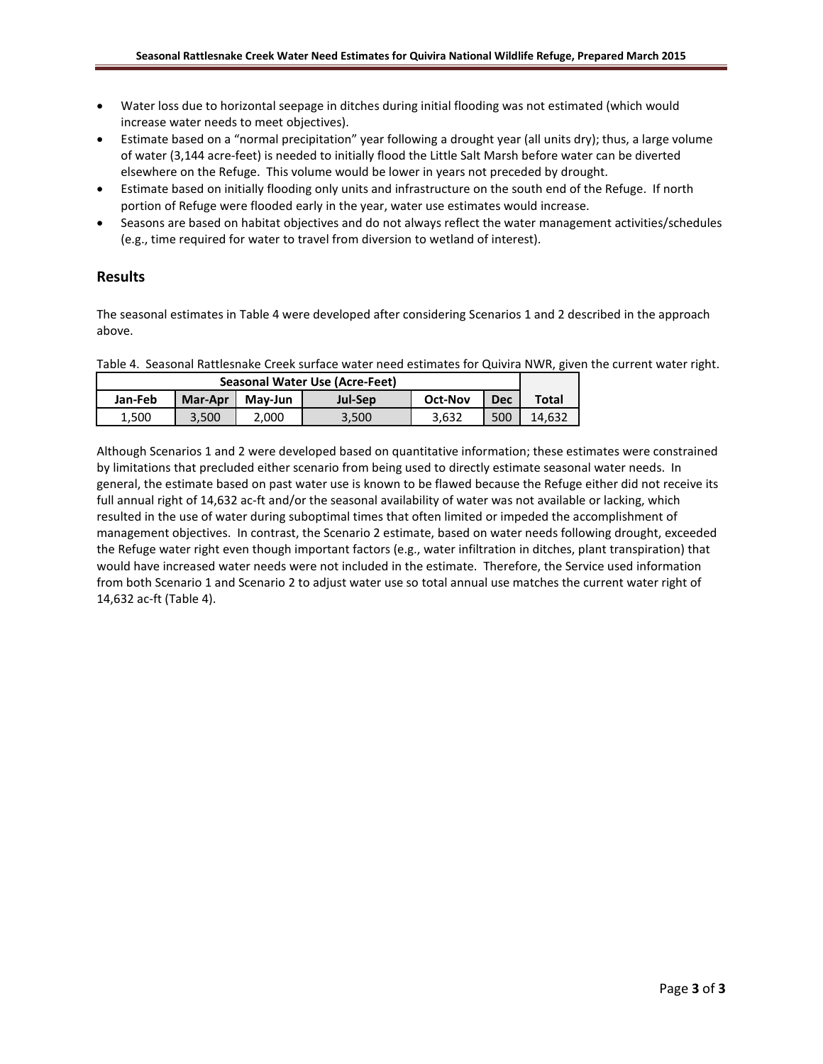- Water loss due to horizontal seepage in ditches during initial flooding was not estimated (which would increase water needs to meet objectives).
- Estimate based on a "normal precipitation" year following a drought year (all units dry); thus, a large volume of water (3,144 acre-feet) is needed to initially flood the Little Salt Marsh before water can be diverted elsewhere on the Refuge. This volume would be lower in years not preceded by drought.
- Estimate based on initially flooding only units and infrastructure on the south end of the Refuge. If north portion of Refuge were flooded early in the year, water use estimates would increase.
- Seasons are based on habitat objectives and do not always reflect the water management activities/schedules (e.g., time required for water to travel from diversion to wetland of interest).

## Results

The seasonal estimates in Table 4 were developed after considering Scenarios 1 and 2 described in the approach above.

Table 4. Seasonal Rattlesnake Creek surface water need estimates for Quivira NWR, given the current water right.

| Seasonal Water Use (Acre-Feet) | | | | | | |
|---|---|---|---|---|---|---|
| Jan-Feb | Mar-Apr | May-Jun | Jul-Sep | Oct-Nov | Dec | Total |
| 1,500 | 3,500 | 2,000 | 3,500 | 3,632 | 500 | 14,632 |

Although Scenarios 1 and 2 were developed based on quantitative information; these estimates were constrained by limitations that precluded either scenario from being used to directly estimate seasonal water needs. In general, the estimate based on past water use is known to be flawed because the Refuge either did not receive its full annual right of 14,632 ac-ft and/or the seasonal availability of water was not available or lacking, which resulted in the use of water during suboptimal times that often limited or impeded the accomplishment of management objectives. In contrast, the Scenario 2 estimate, based on water needs following drought, exceeded the Refuge water right even though important factors (e.g., water infiltration in ditches, plant transpiration) that would have increased water needs were not included in the estimate. Therefore, the Service used information from both Scenario 1 and Scenario 2 to adjust water use so total annual use matches the current water right of 14,632 ac-ft (Table 4).